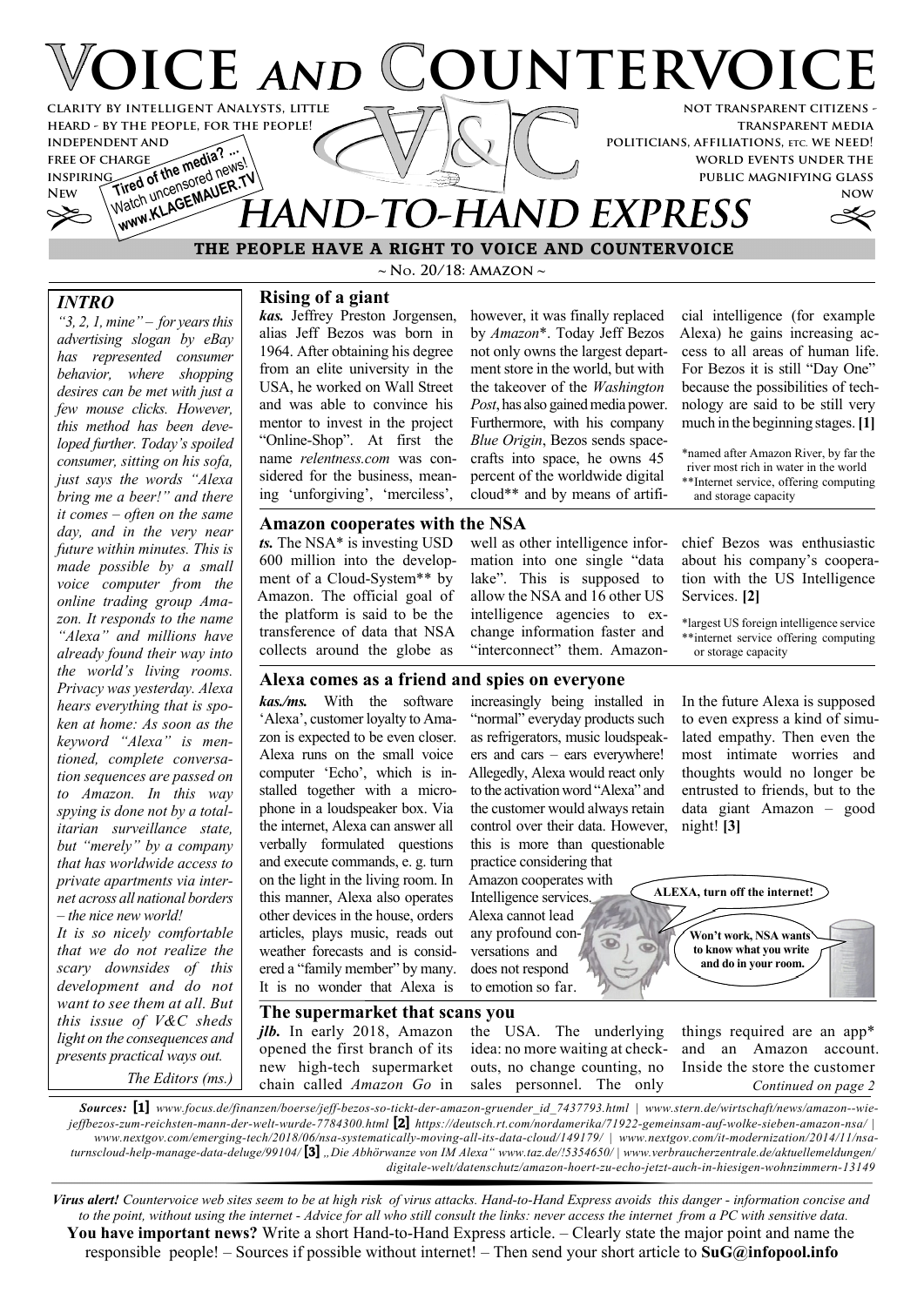# VOICE AND COUNTERVOICE

CLARITY BY INTELLIGENT ANALYSTS, LITTLE HEARD - BY THE PEOPLE, FOR THE PEOPLE!
INDEPENDENT AND FREE OF CHARGE INSPIRING
NEW

NOT TRANSPARENT CITIZENS - TRANSPARENT MEDIA
POLITICIANS, AFFILIATIONS, ETC. WE NEED!
WORLD EVENTS UNDER THE PUBLIC MAGNIFYING GLASS
NOW

Tired of the media? ... Watch uncensored news! www.KLAGEMAUER.TV

V&C

## HAND-TO-HAND EXPRESS

**THE PEOPLE HAVE A RIGHT TO VOICE AND COUNTERVOICE**

~ No. 20/18: Amazon ~

### INTRO

*"3, 2, 1, mine" – for years this advertising slogan by eBay has represented consumer behavior, where shopping desires can be met with just a few mouse clicks. However, this method has been developed further. Today's spoiled consumer, sitting on his sofa, just says the words "Alexa bring me a beer!" and there it comes – often on the same day, and in the very near future within minutes. This is made possible by a small voice computer from the online trading group Amazon. It responds to the name "Alexa" and millions have already found their way into the world's living rooms. Privacy was yesterday. Alexa hears everything that is spoken at home: As soon as the keyword "Alexa" is mentioned, complete conversation sequences are passed on to Amazon. In this way spying is done not by a totalitarian surveillance state, but "merely" by a company that has worldwide access to private apartments via internet across all national borders – the nice new world!*

*It is so nicely comfortable that we do not realize the scary downsides of this development and do not want to see them at all. But this issue of V&C sheds light on the consequences and presents practical ways out.*

*The Editors (ms.)*

### Rising of a giant

***kas.*** Jeffrey Preston Jorgensen, alias Jeff Bezos was born in 1964. After obtaining his degree from an elite university in the USA, he worked on Wall Street and was able to convince his mentor to invest in the project "Online-Shop". At first the name *relentness.com* was considered for the business, meaning 'unforgiving', 'merciless', however, it was finally replaced by *Amazon*\*. Today Jeff Bezos not only owns the largest department store in the world, but with the takeover of the *Washington Post*, has also gained media power. Furthermore, with his company *Blue Origin*, Bezos sends spacecrafts into space, he owns 45 percent of the worldwide digital cloud\*\* and by means of artificial intelligence (for example Alexa) he gains increasing access to all areas of human life. For Bezos it is still "Day One" because the possibilities of technology are said to be still very much in the beginning stages. **[1]**

\*named after Amazon River, by far the river most rich in water in the world
\*\*Internet service, offering computing and storage capacity

### Amazon cooperates with the NSA

***ts.*** The NSA\* is investing USD 600 million into the development of a Cloud-System\*\* by Amazon. The official goal of the platform is said to be the transference of data that NSA collects around the globe as well as other intelligence information into one single "data lake". This is supposed to allow the NSA and 16 other US intelligence agencies to exchange information faster and "interconnect" them. Amazon-chief Bezos was enthusiastic about his company's cooperation with the US Intelligence Services. **[2]**

\*largest US foreign intelligence service
\*\*internet service offering computing or storage capacity

### Alexa comes as a friend and spies on everyone

***kas./ms.*** With the software 'Alexa', customer loyalty to Amazon is expected to be even closer. Alexa runs on the small voice computer 'Echo', which is installed together with a microphone in a loudspeaker box. Via the internet, Alexa can answer all verbally formulated questions and execute commands, e. g. turn on the light in the living room. In this manner, Alexa also operates other devices in the house, orders articles, plays music, reads out weather forecasts and is considered a "family member" by many. It is no wonder that Alexa is increasingly being installed in "normal" everyday products such as refrigerators, music loudspeakers and cars – ears everywhere! Allegedly, Alexa would react only to the activation word "Alexa" and the customer would always retain control over their data. However, this is more than questionable practice considering that Amazon cooperates with Intelligence services. Alexa cannot lead any profound conversations and does not respond to emotion so far. In the future Alexa is supposed to even express a kind of simulated empathy. Then even the most intimate worries and thoughts would no longer be entrusted to friends, but to the data giant Amazon – good night! **[3]**

ALEXA, turn off the internet!

Won't work, NSA wants to know what you write and do in your room.

### The supermarket that scans you

***jlb.*** In early 2018, Amazon opened the first branch of its new high-tech supermarket chain called *Amazon Go* in the USA. The underlying idea: no more waiting at checkouts, no change counting, no sales personnel. The only things required are an app\* and an Amazon account. Inside the store the customer *Continued on page 2*

***Sources:*** **[1]** *www.focus.de/finanzen/boerse/jeff-bezos-so-tickt-der-amazon-gruender_id_7437793.html | www.stern.de/wirtschaft/news/amazon--wie-jeffbezos-zum-reichsten-mann-der-welt-wurde-7784300.html* **[2]** *https://deutsch.rt.com/nordamerika/71922-gemeinsam-auf-wolke-sieben-amazon-nsa/ | www.nextgov.com/emerging-tech/2018/06/nsa-systematically-moving-all-its-data-cloud/149179/ | www.nextgov.com/it-modernization/2014/11/nsa-turnscloud-help-manage-data-deluge/99104/* **[3]** *„Die Abhörwanze von IM Alexa" www.taz.de/!5354650/ | www.verbraucherzentrale.de/aktuellemeldungen/digitale-welt/datenschutz/amazon-hoert-zu-echo-jetzt-auch-in-hiesigen-wohnzimmern-13149*

***Virus alert!*** *Countervoice web sites seem to be at high risk of virus attacks. Hand-to-Hand Express avoids this danger - information concise and to the point, without using the internet - Advice for all who still consult the links: never access the internet from a PC with sensitive data.*

**You have important news?** Write a short Hand-to-Hand Express article. – Clearly state the major point and name the responsible people! – Sources if possible without internet! – Then send your short article to **SuG@infopool.info**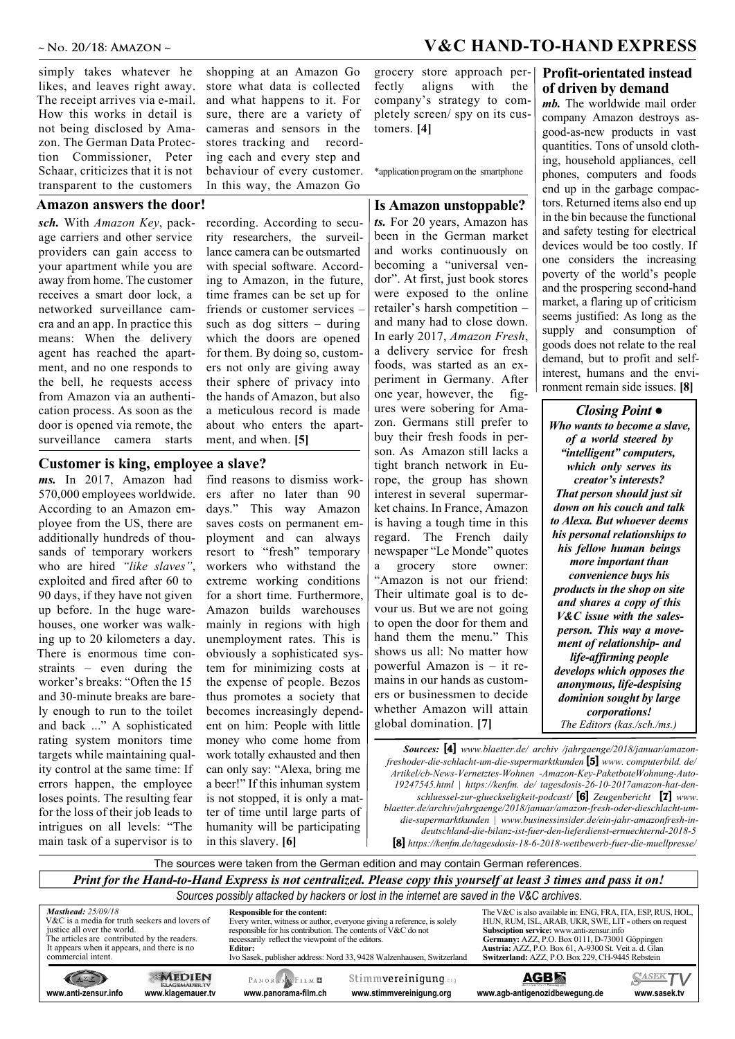simply takes whatever he likes, and leaves right away. The receipt arrives via e-mail. How this works in detail is not being disclosed by Amazon. The German Data Protection Commissioner, Peter Schaar, criticizes that it is not transparent to the customers shopping at an Amazon Go store what data is collected and what happens to it. For sure, there are a variety of cameras and sensors in the stores tracking and recording each and every step and behaviour of every customer. In this way, the Amazon Go grocery store approach perfectly aligns with the company's strategy to completely screen/ spy on its customers. **[4]**

*application program on the smartphone

## Amazon answers the door!

***sch.*** With *Amazon Key*, package carriers and other service providers can gain access to your apartment while you are away from home. The customer receives a smart door lock, a networked surveillance camera and an app. In practice this means: When the delivery agent has reached the apartment, and no one responds to the bell, he requests access from Amazon via an authentication process. As soon as the door is opened via remote, the surveillance camera starts recording. According to security researchers, the surveillance camera can be outsmarted with special software. According to Amazon, in the future, time frames can be set up for friends or customer services – such as dog sitters – during which the doors are opened for them. By doing so, customers not only are giving away their sphere of privacy into the hands of Amazon, but also a meticulous record is made about who enters the apartment, and when. **[5]**

## Customer is king, employee a slave?

***ms.*** In 2017, Amazon had 570,000 employees worldwide. According to an Amazon employee from the US, there are additionally hundreds of thousands of temporary workers who are hired *"like slaves"*, exploited and fired after 60 to 90 days, if they have not given up before. In the huge warehouses, one worker was walking up to 20 kilometers a day. There is enormous time constraints – even during the worker's breaks: "Often the 15 and 30-minute breaks are barely enough to run to the toilet and back ..." A sophisticated rating system monitors time targets while maintaining quality control at the same time: If errors happen, the employee loses points. The resulting fear for the loss of their job leads to intrigues on all levels: "The main task of a supervisor is to find reasons to dismiss workers after no later than 90 days." This way Amazon saves costs on permanent employment and can always resort to "fresh" temporary workers who withstand the extreme working conditions for a short time. Furthermore, Amazon builds warehouses mainly in regions with high unemployment rates. This is obviously a sophisticated system for minimizing costs at the expense of people. Bezos thus promotes a society that becomes increasingly dependent on him: People with little money who come home from work totally exhausted and then can only say: "Alexa, bring me a beer!" If this inhuman system is not stopped, it is only a matter of time until large parts of humanity will be participating in this slavery. **[6]**

## Is Amazon unstoppable?

***ts.*** For 20 years, Amazon has been in the German market and works continuously on becoming a "universal vendor". At first, just book stores were exposed to the online retailer's harsh competition – and many had to close down. In early 2017, *Amazon Fresh*, a delivery service for fresh foods, was started as an experiment in Germany. After one year, however, the figures were sobering for Amazon. Germans still prefer to buy their fresh foods in person. As Amazon still lacks a tight branch network in Europe, the group has shown interest in several supermarket chains. In France, Amazon is having a tough time in this regard. The French daily newspaper "Le Monde" quotes a grocery store owner: "Amazon is not our friend: Their ultimate goal is to devour us. But we are not going to open the door for them and hand them the menu." This shows us all: No matter how powerful Amazon is – it remains in our hands as customers or businessmen to decide whether Amazon will attain global domination. **[7]**

## Profit-orientated instead of driven by demand

***mb.*** The worldwide mail order company Amazon destroys as-good-as-new products in vast quantities. Tons of unsold clothing, household appliances, cell phones, computers and foods end up in the garbage compactors. Returned items also end up in the bin because the functional and safety testing for electrical devices would be too costly. If one considers the increasing poverty of the world's people and the prospering second-hand market, a flaring up of criticism seems justified: As long as the supply and consumption of goods does not relate to the real demand, but to profit and self-interest, humans and the environment remain side issues. **[8]**

## *Closing Point ●*

***Who wants to become a slave, of a world steered by "intelligent" computers, which only serves its creator's interests? That person should just sit down on his couch and talk to Alexa. But whoever deems his personal relationships to his fellow human beings more important than convenience buys his products in the shop on site and shares a copy of this V&C issue with the salesperson. This way a movement of relationship- and life-affirming people develops which opposes the anonymous, life-despising dominion sought by large corporations!***

*The Editors (kas./sch./ms.)*

***Sources:*** **[4]** *www.blaetter.de/ archiv /jahrgaenge/2018/januar/amazon-freshoder-die-schlacht-um-die-supermarktkunden* **[5]** *www. computerbild. de/ Artikel/cb-News-Vernetztes-Wohnen -Amazon-Key-PaketboteWohnung-Auto-19247545.html | https://kenfm. de/ tagesdosis-26-10-2017amazon-hat-den-schluessel-zur-glueckseligkeit-podcast/* **[6]** *Zeugenbericht* **[7]** *www. blaetter.de/archiv/jahrgaenge/2018/januar/amazon-fresh-oder-dieschlacht-um-die-supermarktkunden | www.businessinsider.de/ein-jahr-amazonfresh-in-deutschland-die-bilanz-ist-fuer-den-lieferdienst-ernuechternd-2018-5* **[8]** *https://kenfm.de/tagesdosis-18-6-2018-wettbewerb-fuer-die-muellpresse/*

The sources were taken from the German edition and may contain German references.

***Print for the Hand-to-Hand Express is not centralized. Please copy this yourself at least 3 times and pass it on!***

*Sources possibly attacked by hackers or lost in the internet are saved in the V&C archives.*

***Masthead:*** *25/09/18*
V&C is a media for truth seekers and lovers of justice all over the world.
The articles are contributed by the readers.
It appears when it appears, and there is no commercial intent.

**Responsible for the content:**
Every writer, witness or author, everyone giving a reference, is solely responsible for his contribution. The contents of V&C do not necessarily reflect the viewpoint of the editors.
**Editor:**
Ivo Sasek, publisher address: Nord 33, 9428 Walzenhausen, Switzerland

The V&C is also available in: ENG, FRA, ITA, ESP, RUS, HOL, HUN, RUM, ISL, ARAB, UKR, SWE, LIT - others on request
**Subsciption service:** www.anti-zensur.info
**Germany:** AZZ, P.O. Box 0111, D-73001 Göppingen
**Austria:** AZZ, P.O. Box 61, A-9300 St. Veit a. d. Glan
**Switzerland:** AZZ, P.O. Box 229, CH-9445 Rebstein

www.anti-zensur.info | www.klagemauer.tv | www.panorama-film.ch | www.stimmvereinigung.org | www.agb-antigenozidbewegung.de | www.sasek.tv